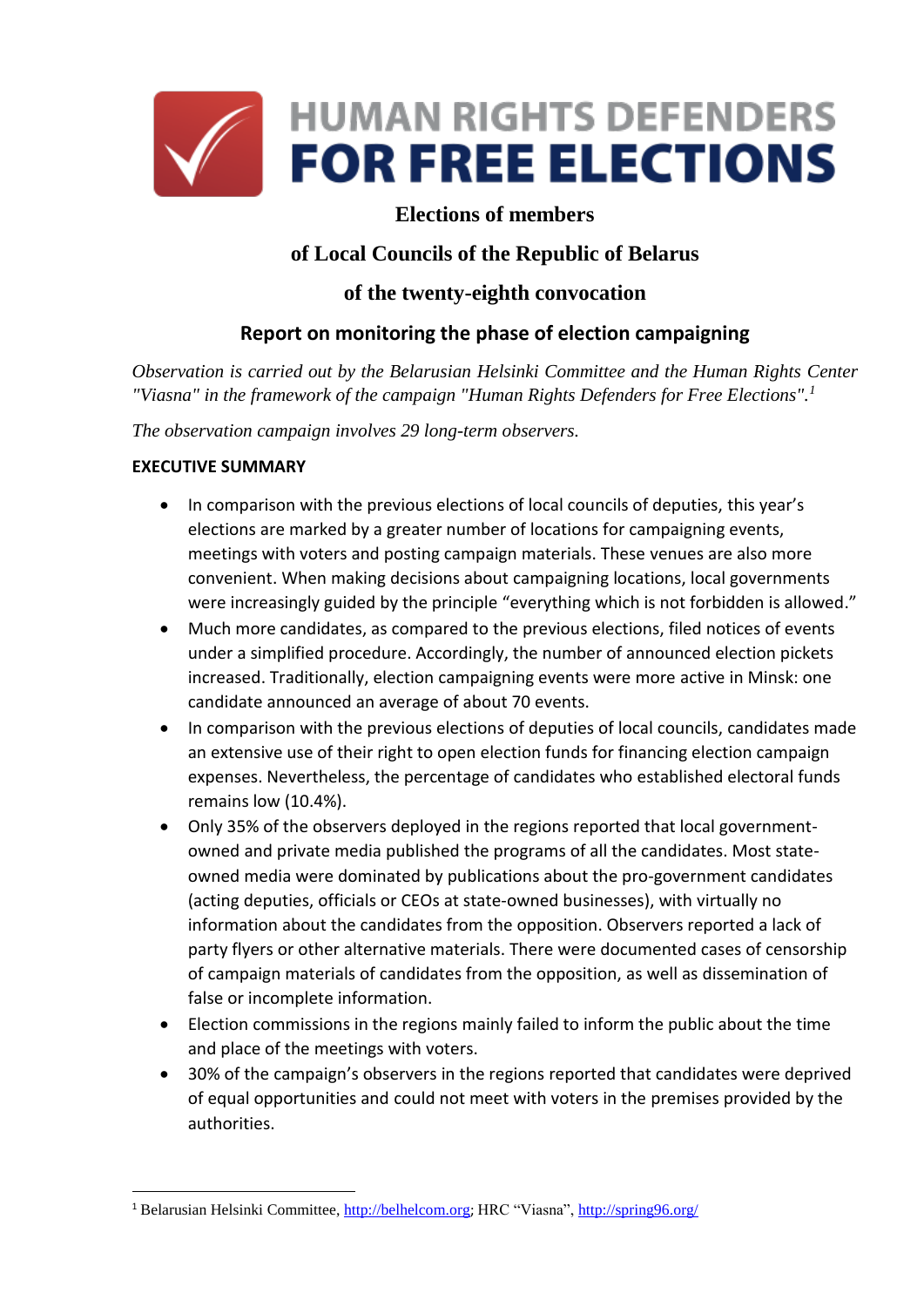HUMAN RIGHTS DEFENDERS
FOR FREE ELECTIONS

# Elections of members of Local Councils of the Republic of Belarus of the twenty-eighth convocation

## Report on monitoring the phase of election campaigning

*Observation is carried out by the Belarusian Helsinki Committee and the Human Rights Center "Viasna" in the framework of the campaign "Human Rights Defenders for Free Elections".*[1]

*The observation campaign involves 29 long-term observers.*

**EXECUTIVE SUMMARY**

- In comparison with the previous elections of local councils of deputies, this year's elections are marked by a greater number of locations for campaigning events, meetings with voters and posting campaign materials. These venues are also more convenient. When making decisions about campaigning locations, local governments were increasingly guided by the principle "everything which is not forbidden is allowed."
- Much more candidates, as compared to the previous elections, filed notices of events under a simplified procedure. Accordingly, the number of announced election pickets increased. Traditionally, election campaigning events were more active in Minsk: one candidate announced an average of about 70 events.
- In comparison with the previous elections of deputies of local councils, candidates made an extensive use of their right to open election funds for financing election campaign expenses. Nevertheless, the percentage of candidates who established electoral funds remains low (10.4%).
- Only 35% of the observers deployed in the regions reported that local government-owned and private media published the programs of all the candidates. Most state-owned media were dominated by publications about the pro-government candidates (acting deputies, officials or CEOs at state-owned businesses), with virtually no information about the candidates from the opposition. Observers reported a lack of party flyers or other alternative materials. There were documented cases of censorship of campaign materials of candidates from the opposition, as well as dissemination of false or incomplete information.
- Election commissions in the regions mainly failed to inform the public about the time and place of the meetings with voters.
- 30% of the campaign's observers in the regions reported that candidates were deprived of equal opportunities and could not meet with voters in the premises provided by the authorities.

---

[1] Belarusian Helsinki Committee, http://belhelcom.org; HRC "Viasna", http://spring96.org/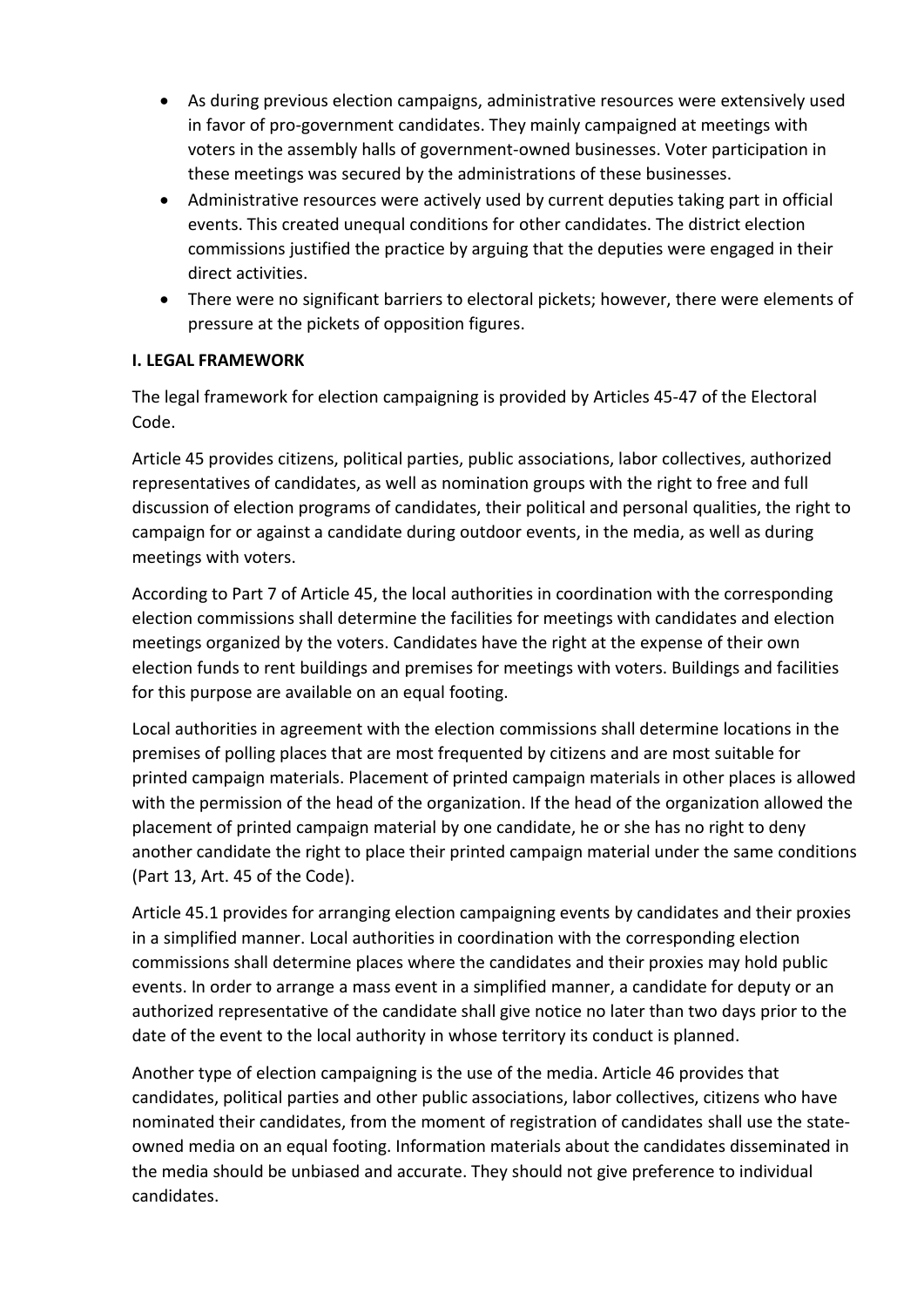- As during previous election campaigns, administrative resources were extensively used in favor of pro-government candidates. They mainly campaigned at meetings with voters in the assembly halls of government-owned businesses. Voter participation in these meetings was secured by the administrations of these businesses.
- Administrative resources were actively used by current deputies taking part in official events. This created unequal conditions for other candidates. The district election commissions justified the practice by arguing that the deputies were engaged in their direct activities.
- There were no significant barriers to electoral pickets; however, there were elements of pressure at the pickets of opposition figures.

## I. LEGAL FRAMEWORK

The legal framework for election campaigning is provided by Articles 45-47 of the Electoral Code.

Article 45 provides citizens, political parties, public associations, labor collectives, authorized representatives of candidates, as well as nomination groups with the right to free and full discussion of election programs of candidates, their political and personal qualities, the right to campaign for or against a candidate during outdoor events, in the media, as well as during meetings with voters.

According to Part 7 of Article 45, the local authorities in coordination with the corresponding election commissions shall determine the facilities for meetings with candidates and election meetings organized by the voters. Candidates have the right at the expense of their own election funds to rent buildings and premises for meetings with voters. Buildings and facilities for this purpose are available on an equal footing.

Local authorities in agreement with the election commissions shall determine locations in the premises of polling places that are most frequented by citizens and are most suitable for printed campaign materials. Placement of printed campaign materials in other places is allowed with the permission of the head of the organization. If the head of the organization allowed the placement of printed campaign material by one candidate, he or she has no right to deny another candidate the right to place their printed campaign material under the same conditions (Part 13, Art. 45 of the Code).

Article 45.1 provides for arranging election campaigning events by candidates and their proxies in a simplified manner. Local authorities in coordination with the corresponding election commissions shall determine places where the candidates and their proxies may hold public events. In order to arrange a mass event in a simplified manner, a candidate for deputy or an authorized representative of the candidate shall give notice no later than two days prior to the date of the event to the local authority in whose territory its conduct is planned.

Another type of election campaigning is the use of the media. Article 46 provides that candidates, political parties and other public associations, labor collectives, citizens who have nominated their candidates, from the moment of registration of candidates shall use the state-owned media on an equal footing. Information materials about the candidates disseminated in the media should be unbiased and accurate. They should not give preference to individual candidates.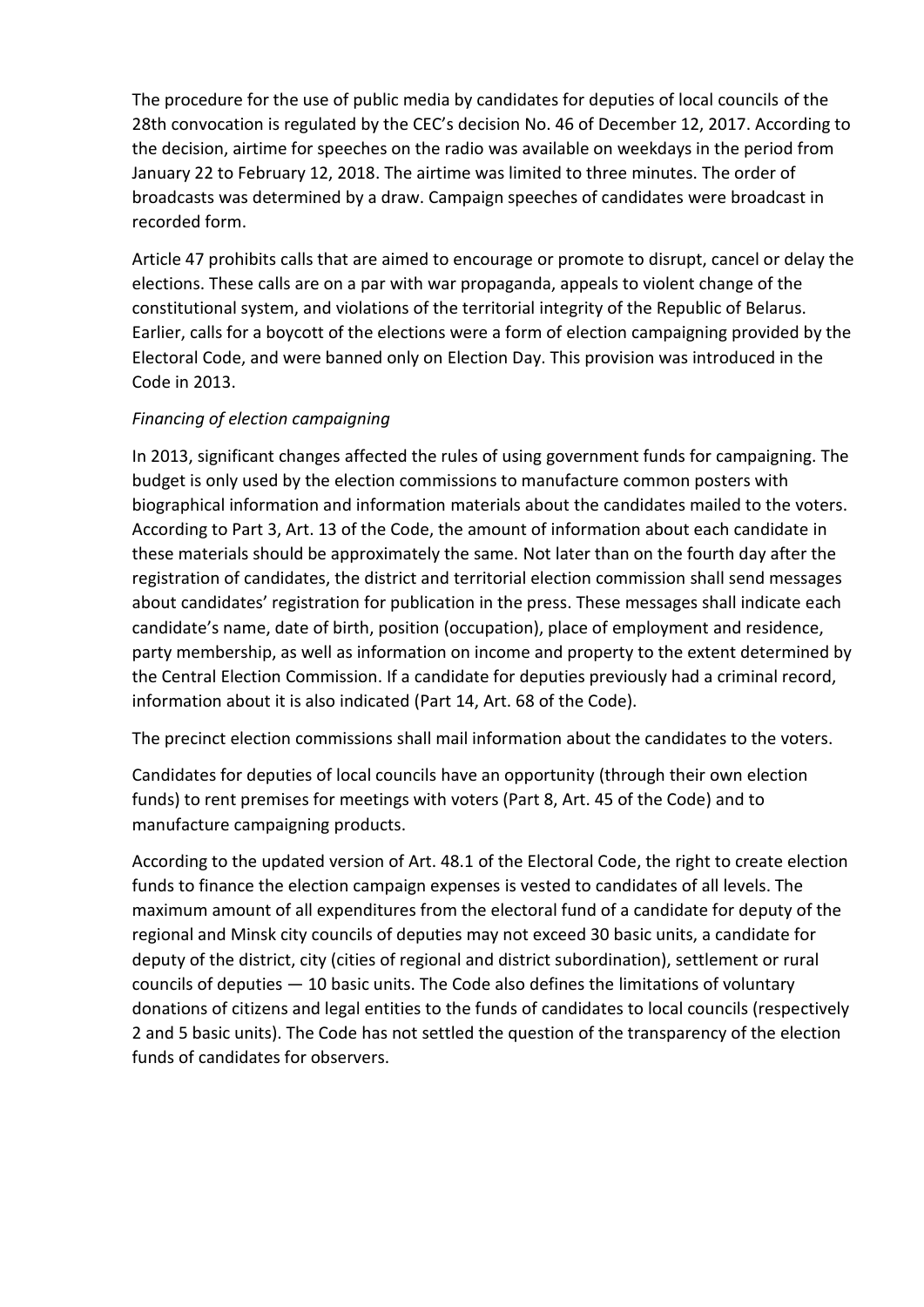The procedure for the use of public media by candidates for deputies of local councils of the 28th convocation is regulated by the CEC's decision No. 46 of December 12, 2017. According to the decision, airtime for speeches on the radio was available on weekdays in the period from January 22 to February 12, 2018. The airtime was limited to three minutes. The order of broadcasts was determined by a draw. Campaign speeches of candidates were broadcast in recorded form.

Article 47 prohibits calls that are aimed to encourage or promote to disrupt, cancel or delay the elections. These calls are on a par with war propaganda, appeals to violent change of the constitutional system, and violations of the territorial integrity of the Republic of Belarus. Earlier, calls for a boycott of the elections were a form of election campaigning provided by the Electoral Code, and were banned only on Election Day. This provision was introduced in the Code in 2013.

*Financing of election campaigning*

In 2013, significant changes affected the rules of using government funds for campaigning. The budget is only used by the election commissions to manufacture common posters with biographical information and information materials about the candidates mailed to the voters. According to Part 3, Art. 13 of the Code, the amount of information about each candidate in these materials should be approximately the same. Not later than on the fourth day after the registration of candidates, the district and territorial election commission shall send messages about candidates' registration for publication in the press. These messages shall indicate each candidate's name, date of birth, position (occupation), place of employment and residence, party membership, as well as information on income and property to the extent determined by the Central Election Commission. If a candidate for deputies previously had a criminal record, information about it is also indicated (Part 14, Art. 68 of the Code).

The precinct election commissions shall mail information about the candidates to the voters.

Candidates for deputies of local councils have an opportunity (through their own election funds) to rent premises for meetings with voters (Part 8, Art. 45 of the Code) and to manufacture campaigning products.

According to the updated version of Art. 48.1 of the Electoral Code, the right to create election funds to finance the election campaign expenses is vested to candidates of all levels. The maximum amount of all expenditures from the electoral fund of a candidate for deputy of the regional and Minsk city councils of deputies may not exceed 30 basic units, a candidate for deputy of the district, city (cities of regional and district subordination), settlement or rural councils of deputies — 10 basic units. The Code also defines the limitations of voluntary donations of citizens and legal entities to the funds of candidates to local councils (respectively 2 and 5 basic units). The Code has not settled the question of the transparency of the election funds of candidates for observers.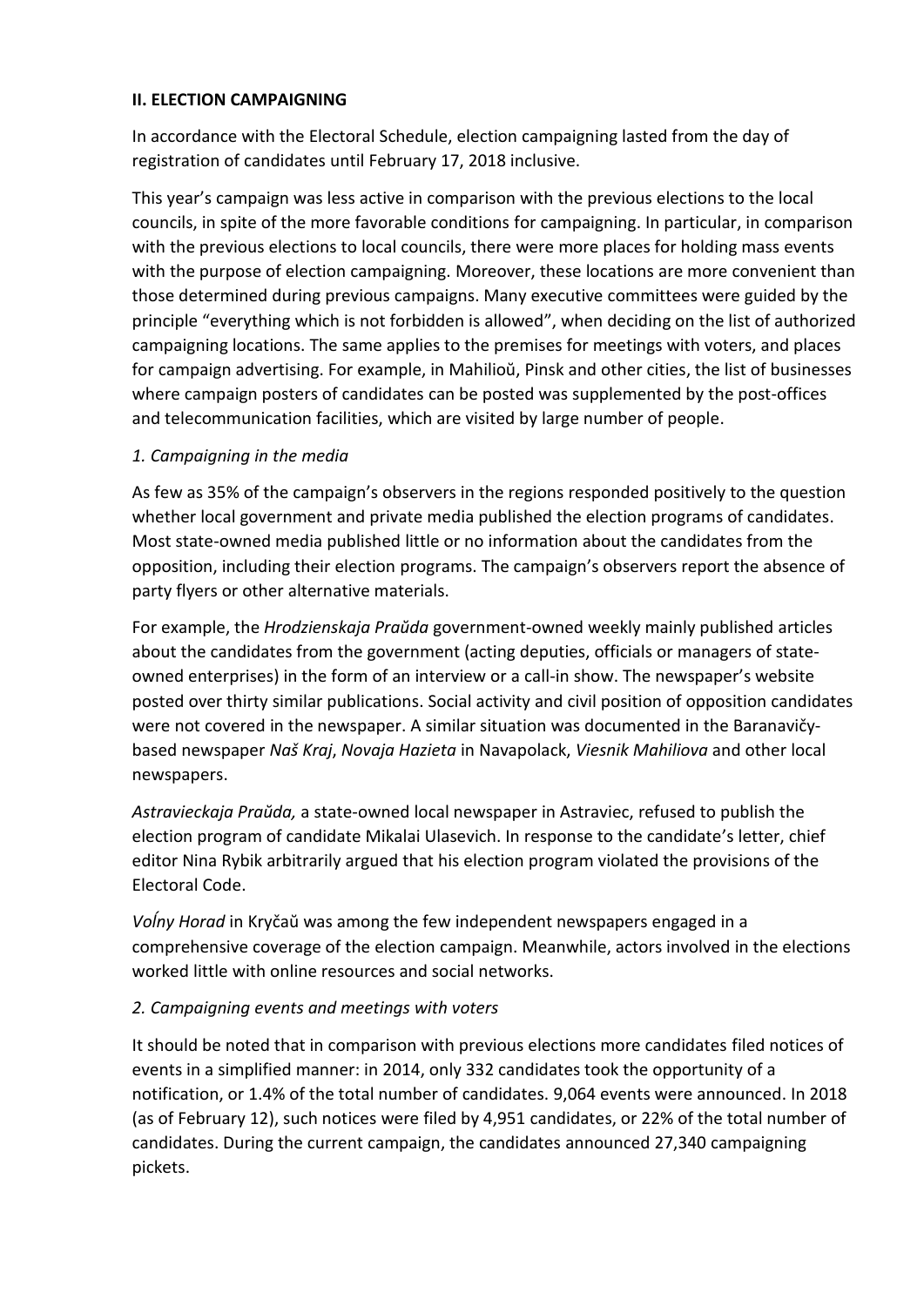## II. ELECTION CAMPAIGNING

In accordance with the Electoral Schedule, election campaigning lasted from the day of registration of candidates until February 17, 2018 inclusive.

This year's campaign was less active in comparison with the previous elections to the local councils, in spite of the more favorable conditions for campaigning. In particular, in comparison with the previous elections to local councils, there were more places for holding mass events with the purpose of election campaigning. Moreover, these locations are more convenient than those determined during previous campaigns. Many executive committees were guided by the principle "everything which is not forbidden is allowed", when deciding on the list of authorized campaigning locations. The same applies to the premises for meetings with voters, and places for campaign advertising. For example, in Mahilioŭ, Pinsk and other cities, the list of businesses where campaign posters of candidates can be posted was supplemented by the post-offices and telecommunication facilities, which are visited by large number of people.

### *1. Campaigning in the media*

As few as 35% of the campaign's observers in the regions responded positively to the question whether local government and private media published the election programs of candidates. Most state-owned media published little or no information about the candidates from the opposition, including their election programs. The campaign's observers report the absence of party flyers or other alternative materials.

For example, the *Hrodzienskaja Praŭda* government-owned weekly mainly published articles about the candidates from the government (acting deputies, officials or managers of state-owned enterprises) in the form of an interview or a call-in show. The newspaper's website posted over thirty similar publications. Social activity and civil position of opposition candidates were not covered in the newspaper. A similar situation was documented in the Baranavičy-based newspaper *Naš Kraj*, *Novaja Hazieta* in Navapolack, *Viesnik Mahiliova* and other local newspapers.

*Astravieckaja Praŭda,* a state-owned local newspaper in Astraviec, refused to publish the election program of candidate Mikalai Ulasevich. In response to the candidate's letter, chief editor Nina Rybik arbitrarily argued that his election program violated the provisions of the Electoral Code.

*Voĺny Horad* in Kryčaŭ was among the few independent newspapers engaged in a comprehensive coverage of the election campaign. Meanwhile, actors involved in the elections worked little with online resources and social networks.

### *2. Campaigning events and meetings with voters*

It should be noted that in comparison with previous elections more candidates filed notices of events in a simplified manner: in 2014, only 332 candidates took the opportunity of a notification, or 1.4% of the total number of candidates. 9,064 events were announced. In 2018 (as of February 12), such notices were filed by 4,951 candidates, or 22% of the total number of candidates. During the current campaign, the candidates announced 27,340 campaigning pickets.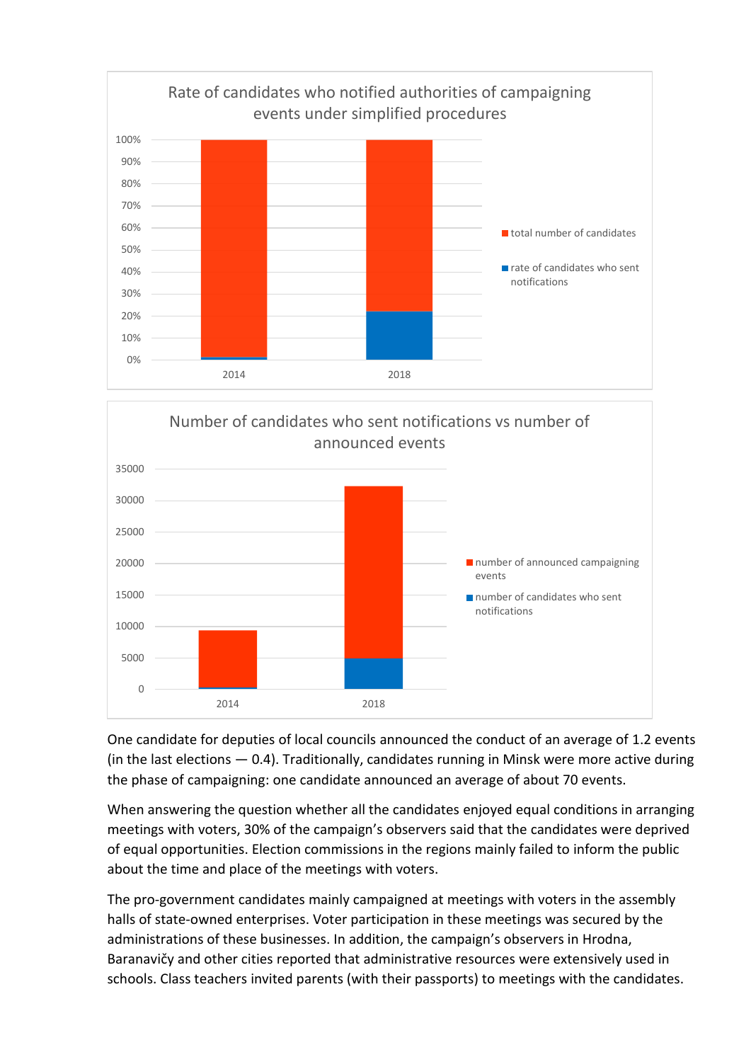One candidate for deputies of local councils announced the conduct of an average of 1.2 events (in the last elections — 0.4). Traditionally, candidates running in Minsk were more active during the phase of campaigning: one candidate announced an average of about 70 events.

When answering the question whether all the candidates enjoyed equal conditions in arranging meetings with voters, 30% of the campaign's observers said that the candidates were deprived of equal opportunities. Election commissions in the regions mainly failed to inform the public about the time and place of the meetings with voters.

The pro-government candidates mainly campaigned at meetings with voters in the assembly halls of state-owned enterprises. Voter participation in these meetings was secured by the administrations of these businesses. In addition, the campaign's observers in Hrodna, Baranavičy and other cities reported that administrative resources were extensively used in schools. Class teachers invited parents (with their passports) to meetings with the candidates.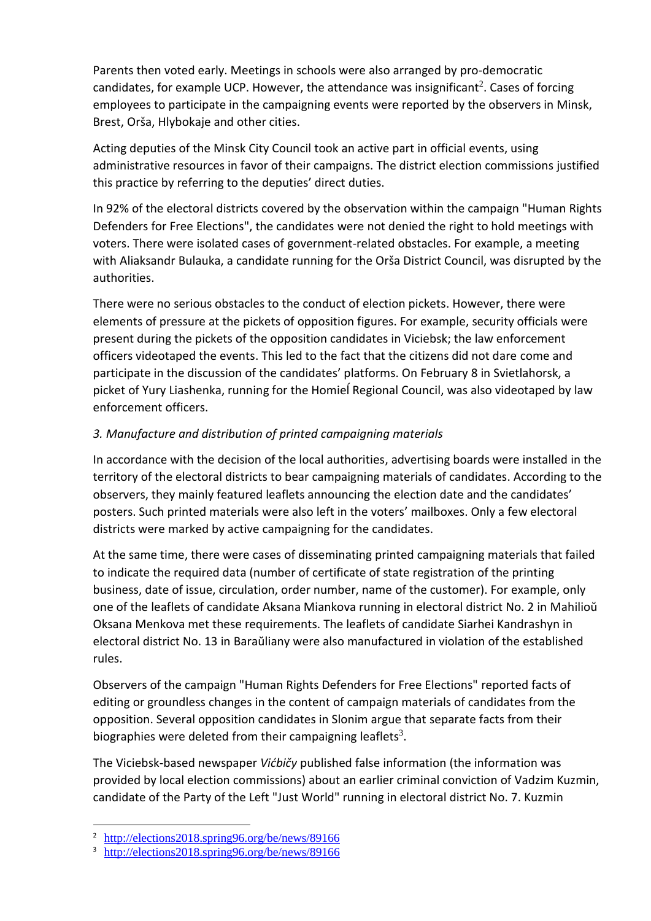Parents then voted early. Meetings in schools were also arranged by pro-democratic candidates, for example UCP. However, the attendance was insignificant[2]. Cases of forcing employees to participate in the campaigning events were reported by the observers in Minsk, Brest, Orša, Hlybokaje and other cities.

Acting deputies of the Minsk City Council took an active part in official events, using administrative resources in favor of their campaigns. The district election commissions justified this practice by referring to the deputies' direct duties.

In 92% of the electoral districts covered by the observation within the campaign "Human Rights Defenders for Free Elections", the candidates were not denied the right to hold meetings with voters. There were isolated cases of government-related obstacles. For example, a meeting with Aliaksandr Bulauka, a candidate running for the Orša District Council, was disrupted by the authorities.

There were no serious obstacles to the conduct of election pickets. However, there were elements of pressure at the pickets of opposition figures. For example, security officials were present during the pickets of the opposition candidates in Viciebsk; the law enforcement officers videotaped the events. This led to the fact that the citizens did not dare come and participate in the discussion of the candidates' platforms. On February 8 in Svietlahorsk, a picket of Yury Liashenka, running for the Homieĺ Regional Council, was also videotaped by law enforcement officers.

*3. Manufacture and distribution of printed campaigning materials*

In accordance with the decision of the local authorities, advertising boards were installed in the territory of the electoral districts to bear campaigning materials of candidates. According to the observers, they mainly featured leaflets announcing the election date and the candidates' posters. Such printed materials were also left in the voters' mailboxes. Only a few electoral districts were marked by active campaigning for the candidates.

At the same time, there were cases of disseminating printed campaigning materials that failed to indicate the required data (number of certificate of state registration of the printing business, date of issue, circulation, order number, name of the customer). For example, only one of the leaflets of candidate Aksana Miankova running in electoral district No. 2 in Mahilioŭ Oksana Menkova met these requirements. The leaflets of candidate Siarhei Kandrashyn in electoral district No. 13 in Baraŭliany were also manufactured in violation of the established rules.

Observers of the campaign "Human Rights Defenders for Free Elections" reported facts of editing or groundless changes in the content of campaign materials of candidates from the opposition. Several opposition candidates in Slonim argue that separate facts from their biographies were deleted from their campaigning leaflets[3].

The Viciebsk-based newspaper *Vićbičy* published false information (the information was provided by local election commissions) about an earlier criminal conviction of Vadzim Kuzmin, candidate of the Party of the Left "Just World" running in electoral district No. 7. Kuzmin

---

[2] http://elections2018.spring96.org/be/news/89166

[3] http://elections2018.spring96.org/be/news/89166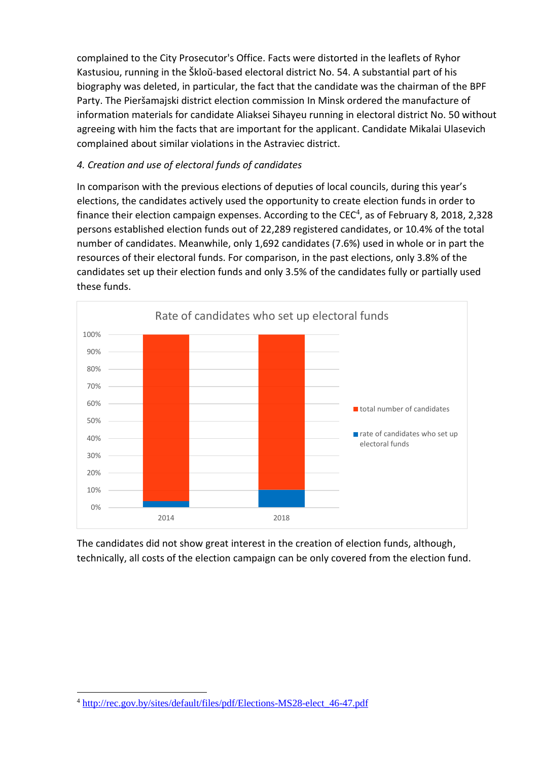complained to the City Prosecutor's Office. Facts were distorted in the leaflets of Ryhor Kastusiou, running in the Škloŭ-based electoral district No. 54. A substantial part of his biography was deleted, in particular, the fact that the candidate was the chairman of the BPF Party. The Pieršamajski district election commission In Minsk ordered the manufacture of information materials for candidate Aliaksei Sihayeu running in electoral district No. 50 without agreeing with him the facts that are important for the applicant. Candidate Mikalai Ulasevich complained about similar violations in the Astraviec district.

*4. Creation and use of electoral funds of candidates*

In comparison with the previous elections of deputies of local councils, during this year's elections, the candidates actively used the opportunity to create election funds in order to finance their election campaign expenses. According to the CEC[4], as of February 8, 2018, 2,328 persons established election funds out of 22,289 registered candidates, or 10.4% of the total number of candidates. Meanwhile, only 1,692 candidates (7.6%) used in whole or in part the resources of their electoral funds. For comparison, in the past elections, only 3.8% of the candidates set up their election funds and only 3.5% of the candidates fully or partially used these funds.

Rate of candidates who set up electoral funds

100%
90%
80%
70%
60%
50%
40%
30%
20%
10%
0%

2014
2018

total number of candidates
rate of candidates who set up electoral funds

The candidates did not show great interest in the creation of election funds, although, technically, all costs of the election campaign can be only covered from the election fund.

[4] http://rec.gov.by/sites/default/files/pdf/Elections-MS28-elect_46-47.pdf